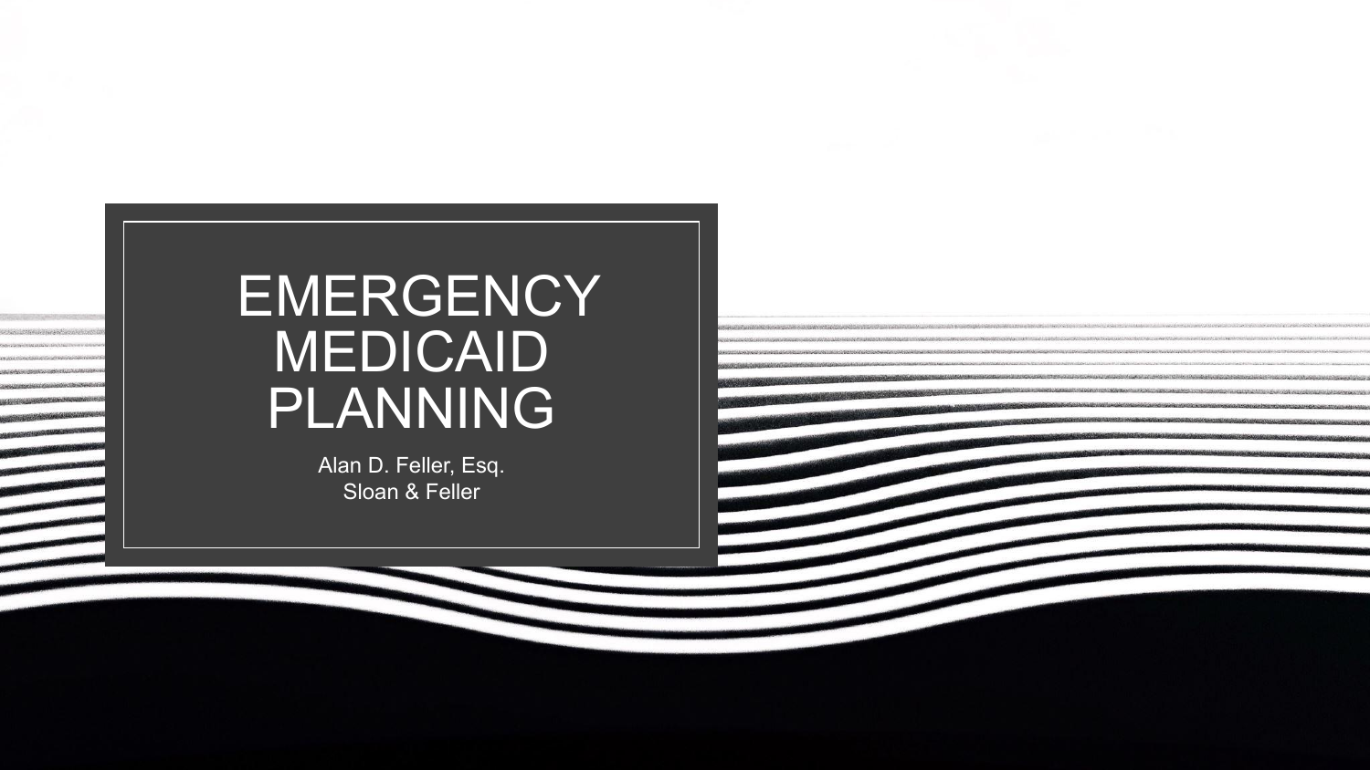# EMERGENCY MEDICAID PLANNING

Alan D. Feller, Esq.
Sloan & Feller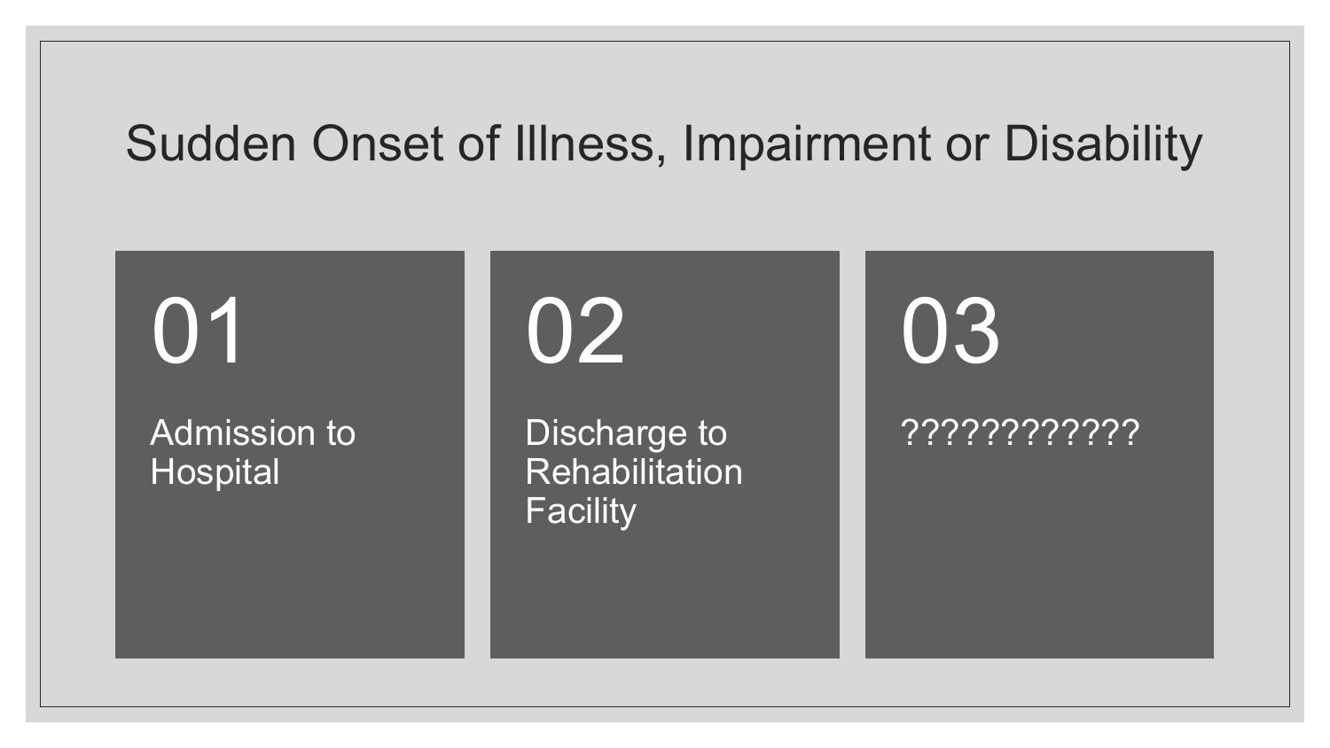# Sudden Onset of Illness, Impairment or Disability

**01**

Admission to Hospital

**02**

Discharge to Rehabilitation Facility

**03**

????????????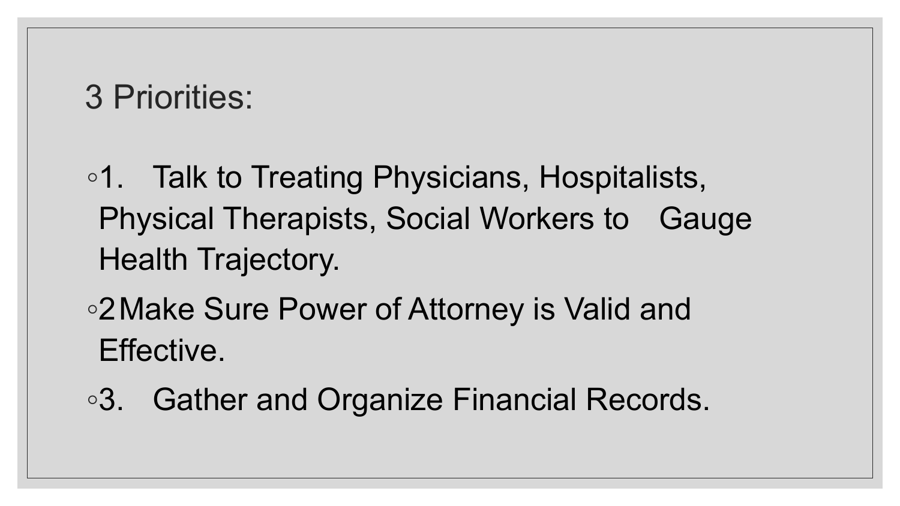# 3 Priorities:

- 1. Talk to Treating Physicians, Hospitalists, Physical Therapists, Social Workers to Gauge Health Trajectory.
- 2 Make Sure Power of Attorney is Valid and Effective.
- 3. Gather and Organize Financial Records.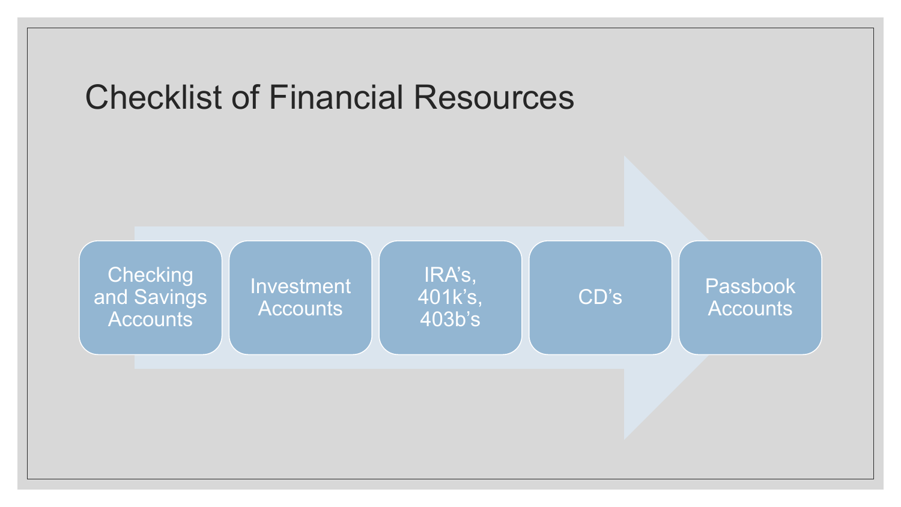# Checklist of Financial Resources

- Checking and Savings Accounts
- Investment Accounts
- IRA's, 401k's, 403b's
- CD's
- Passbook Accounts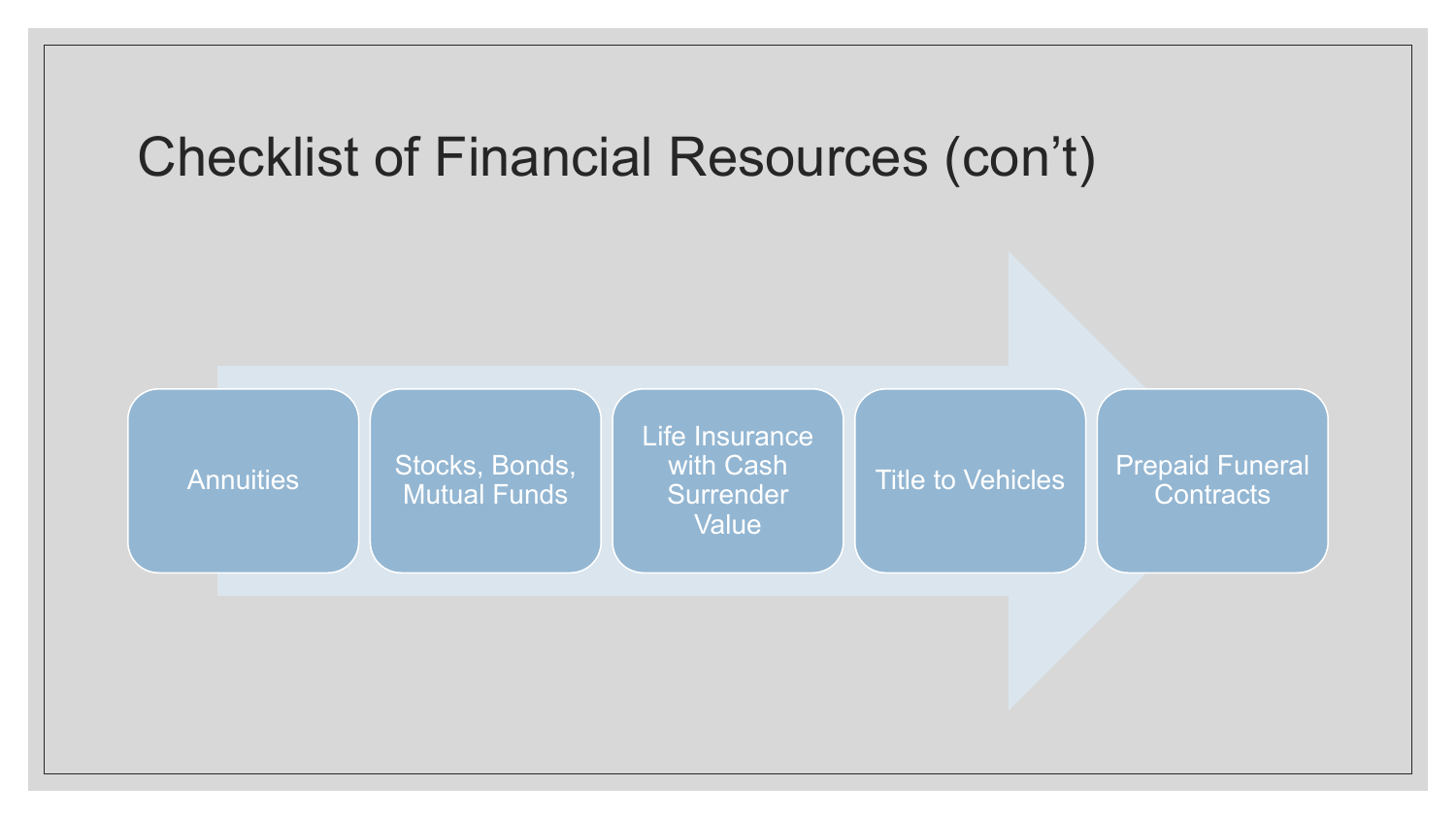# Checklist of Financial Resources (con't)

- Annuities
- Stocks, Bonds, Mutual Funds
- Life Insurance with Cash Surrender Value
- Title to Vehicles
- Prepaid Funeral Contracts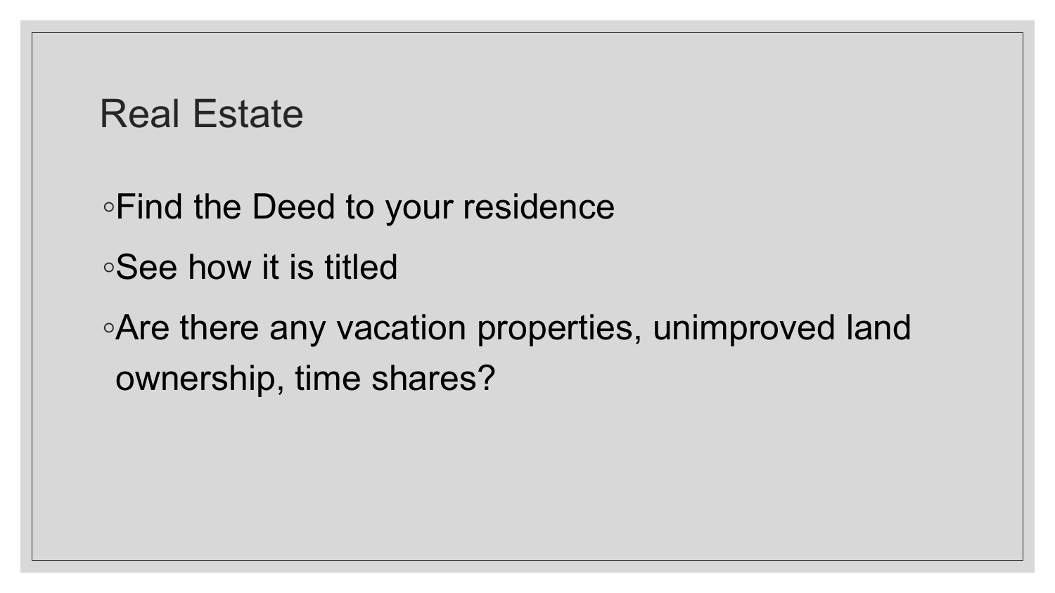# Real Estate

- Find the Deed to your residence
- See how it is titled
- Are there any vacation properties, unimproved land ownership, time shares?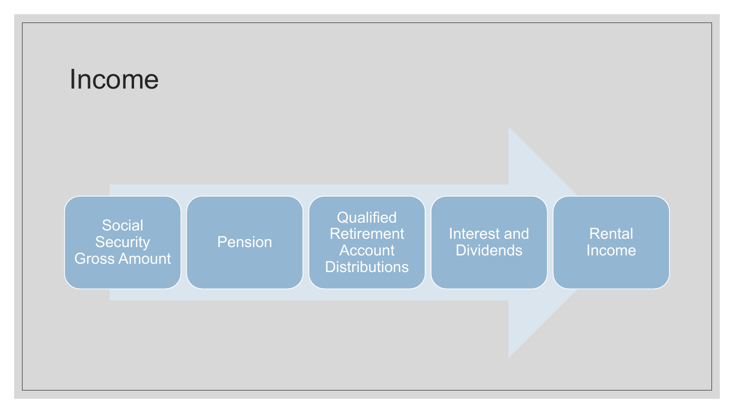# Income

- Social Security Gross Amount
- Pension
- Qualified Retirement Account Distributions
- Interest and Dividends
- Rental Income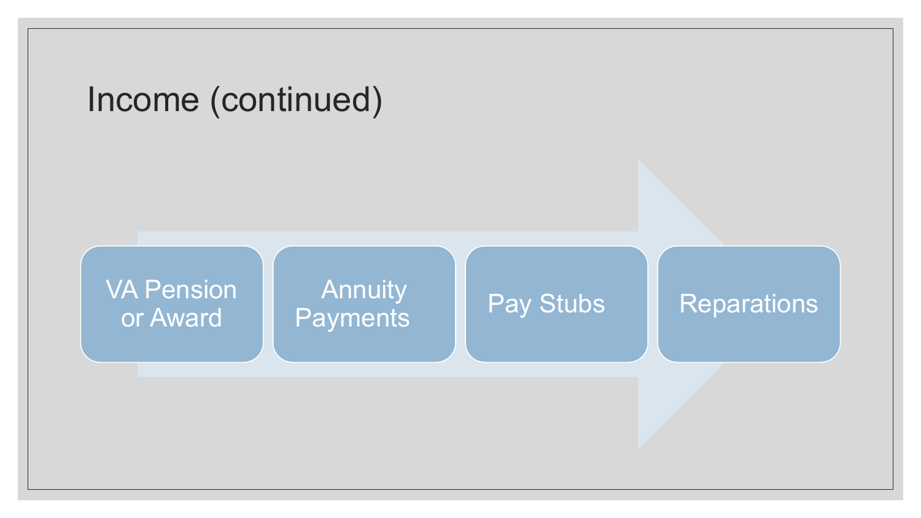# Income (continued)

- VA Pension or Award
- Annuity Payments
- Pay Stubs
- Reparations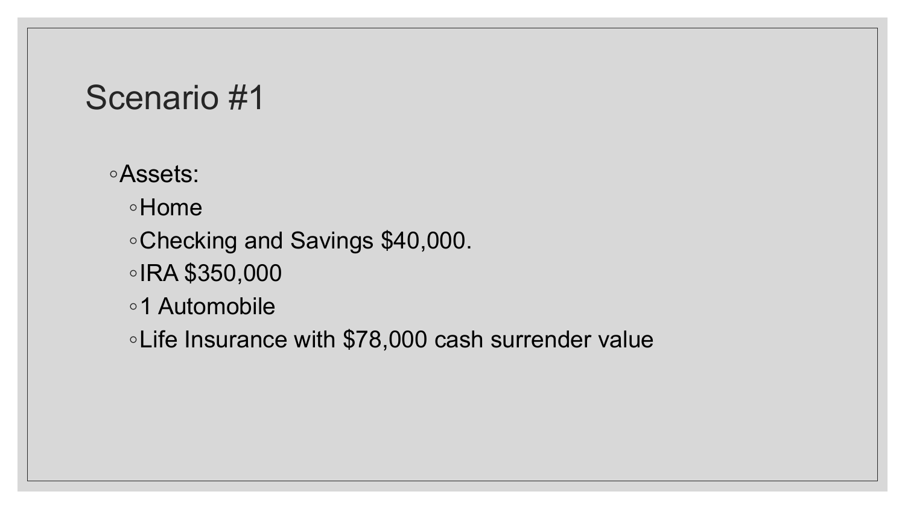# Scenario #1

- Assets:
  - Home
  - Checking and Savings $40,000.
  - IRA $350,000
  - 1 Automobile
  - Life Insurance with $78,000 cash surrender value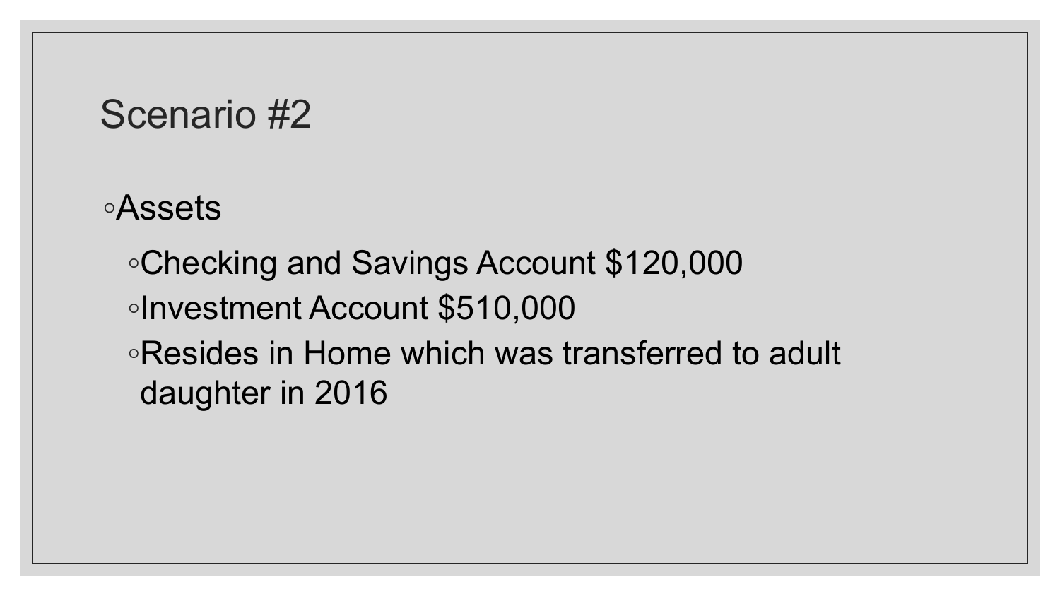# Scenario #2

- Assets
  - Checking and Savings Account $120,000
  - Investment Account $510,000
  - Resides in Home which was transferred to adult daughter in 2016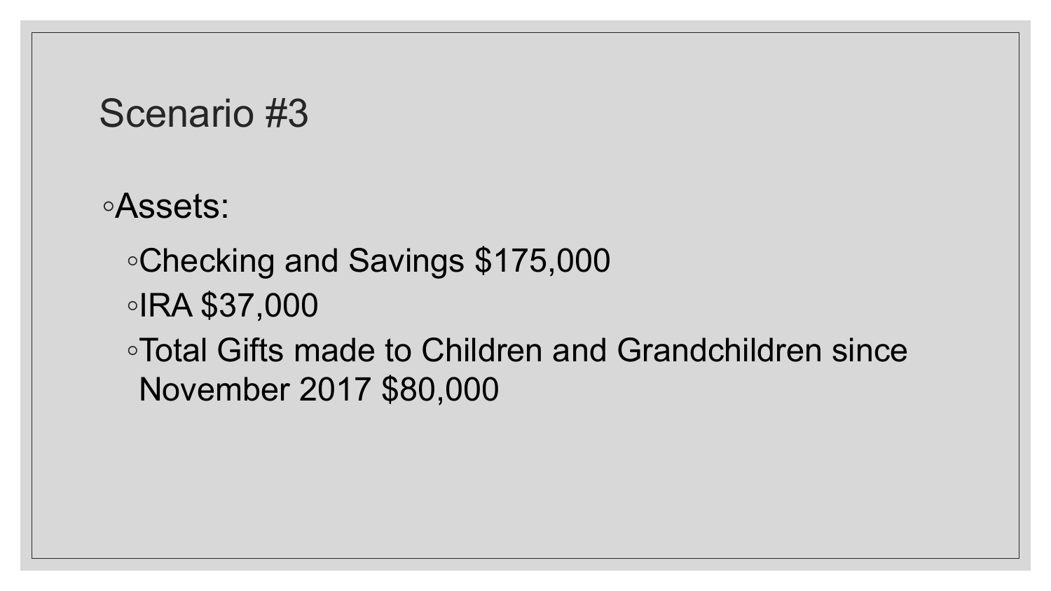# Scenario #3

- Assets:
  - Checking and Savings $175,000
  - IRA $37,000
  - Total Gifts made to Children and Grandchildren since November 2017 $80,000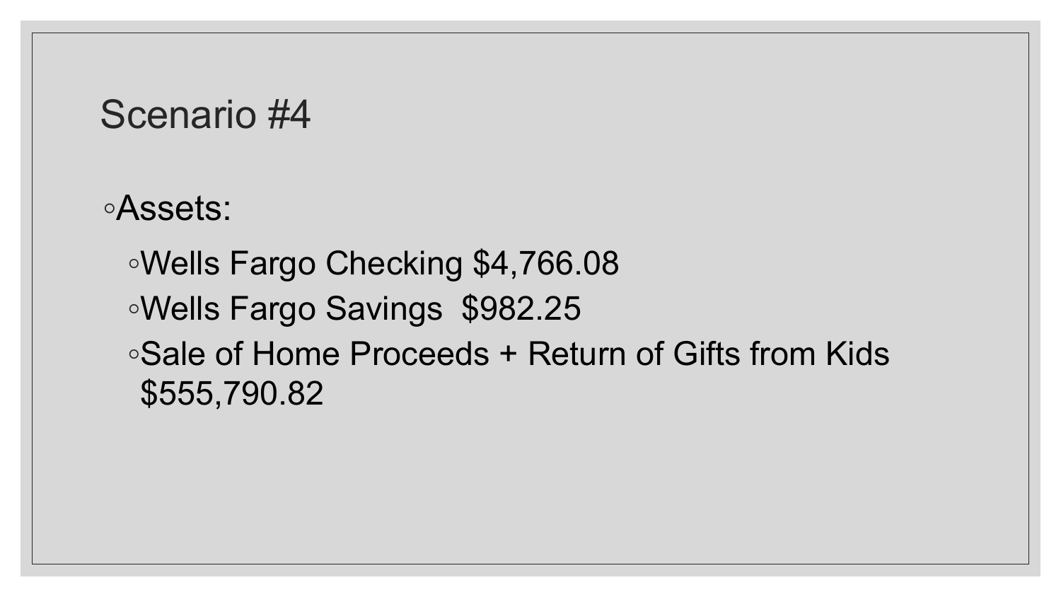# Scenario #4

- Assets:
  - Wells Fargo Checking $4,766.08
  - Wells Fargo Savings  $982.25
  - Sale of Home Proceeds + Return of Gifts from Kids $555,790.82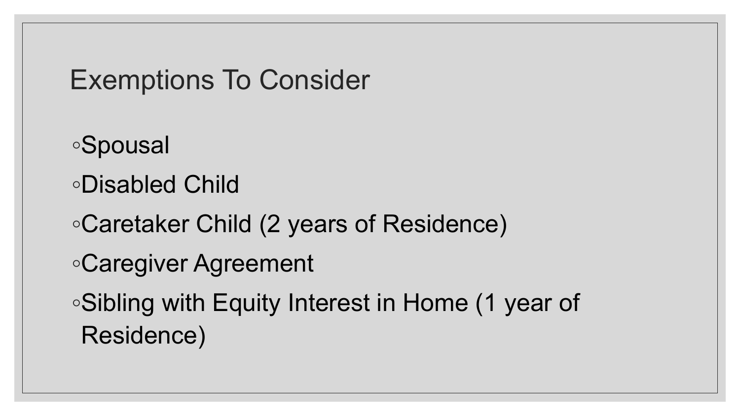# Exemptions To Consider

- Spousal
- Disabled Child
- Caretaker Child (2 years of Residence)
- Caregiver Agreement
- Sibling with Equity Interest in Home (1 year of Residence)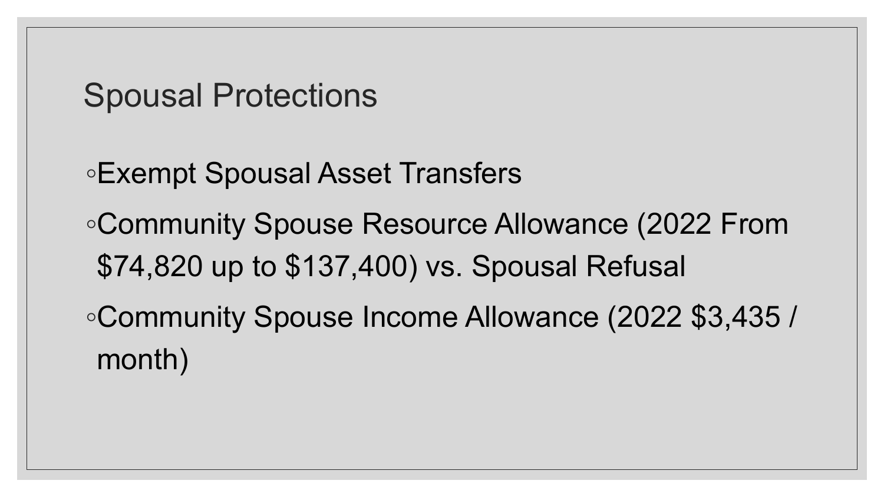# Spousal Protections

- Exempt Spousal Asset Transfers
- Community Spouse Resource Allowance (2022 From $74,820 up to $137,400) vs. Spousal Refusal
- Community Spouse Income Allowance (2022 $3,435 / month)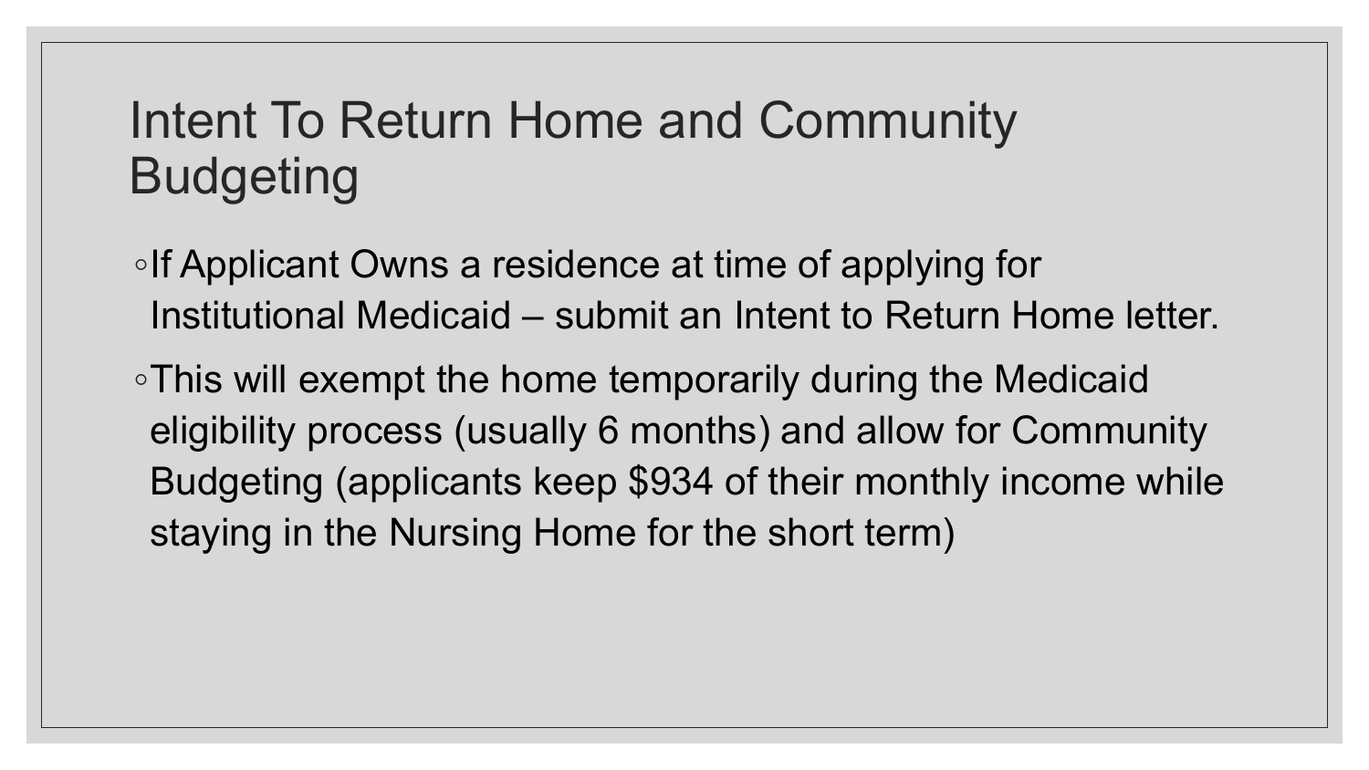# Intent To Return Home and Community Budgeting

- If Applicant Owns a residence at time of applying for Institutional Medicaid – submit an Intent to Return Home letter.
- This will exempt the home temporarily during the Medicaid eligibility process (usually 6 months) and allow for Community Budgeting (applicants keep $934 of their monthly income while staying in the Nursing Home for the short term)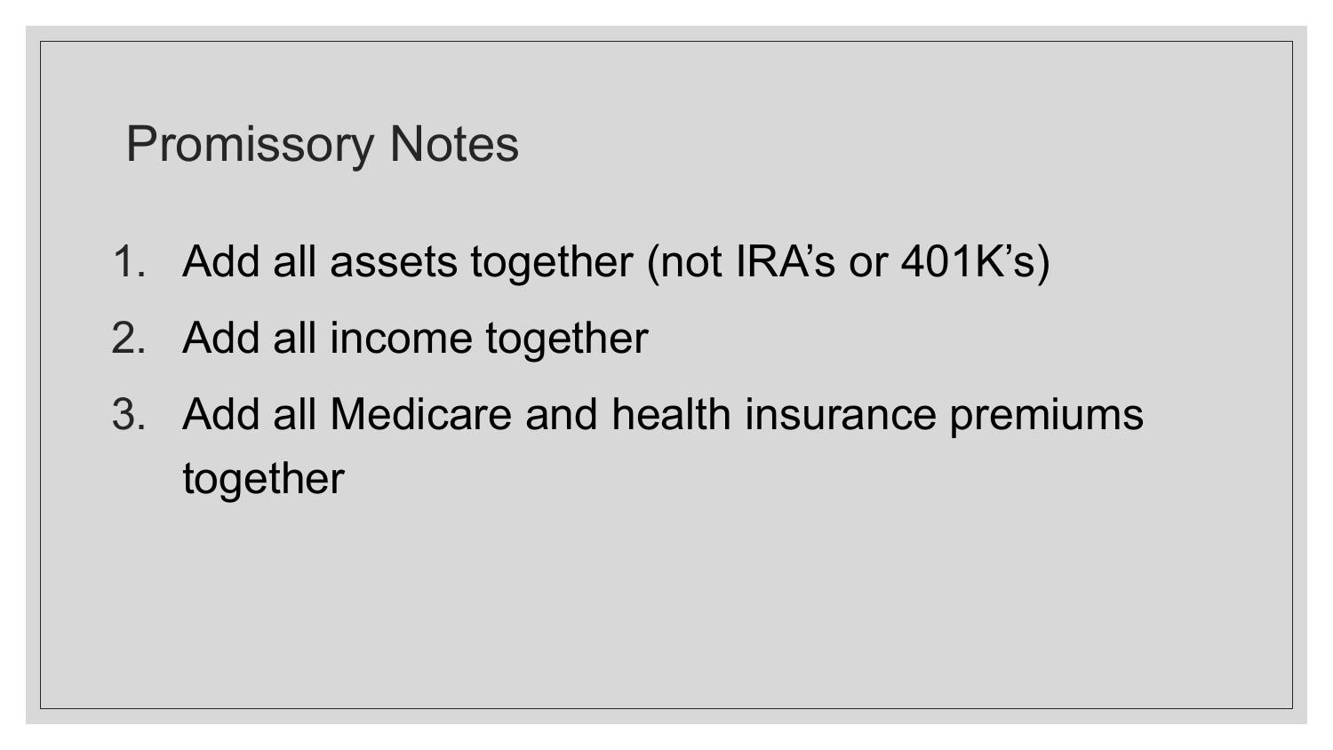# Promissory Notes

1. Add all assets together (not IRA's or 401K's)
2. Add all income together
3. Add all Medicare and health insurance premiums together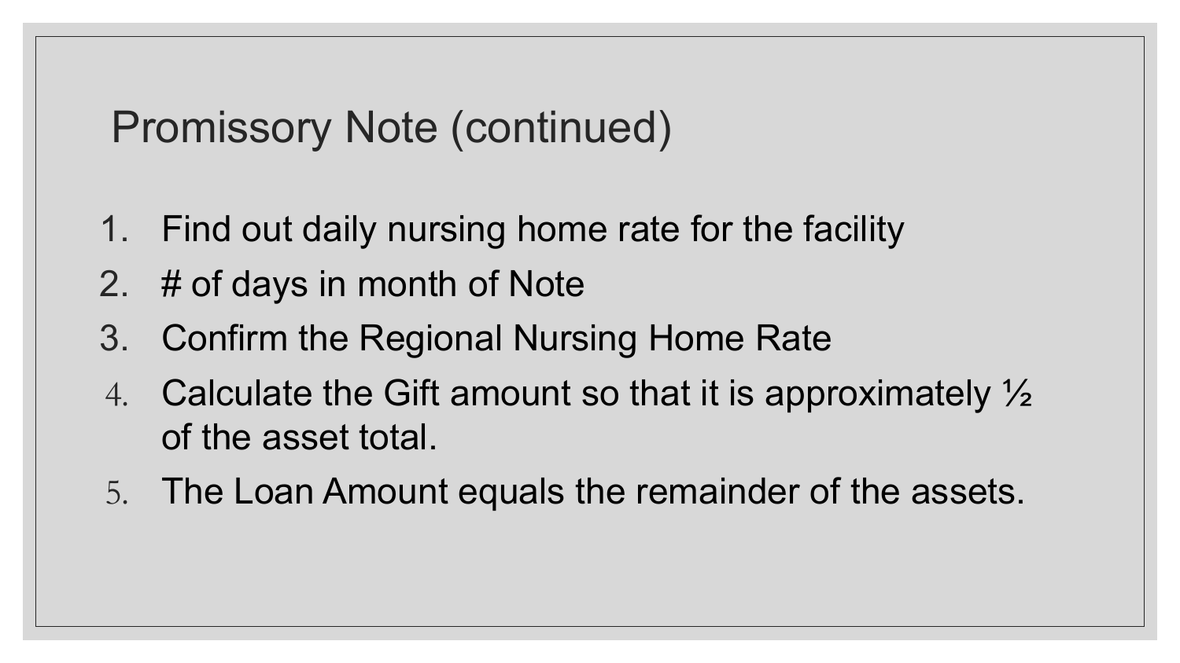# Promissory Note (continued)

1. Find out daily nursing home rate for the facility
2. # of days in month of Note
3. Confirm the Regional Nursing Home Rate
4. Calculate the Gift amount so that it is approximately ½ of the asset total.
5. The Loan Amount equals the remainder of the assets.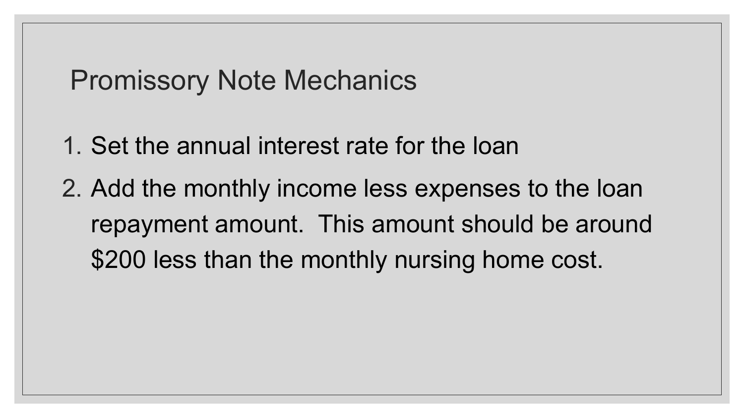# Promissory Note Mechanics

1. Set the annual interest rate for the loan
2. Add the monthly income less expenses to the loan repayment amount.  This amount should be around $200 less than the monthly nursing home cost.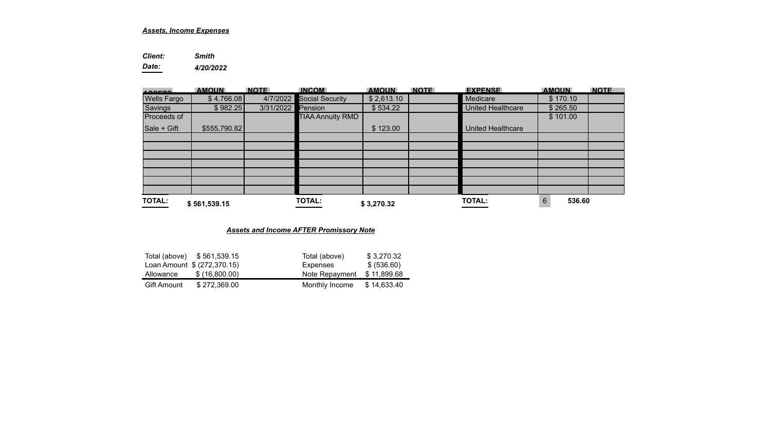***Assets, Income Expenses***

***Client:*** ***Smith***
***Date:*** ***4/20/2022***

| ASSETS | AMOUN | NOTE | INCOM | AMOUN | NOTE | EXPENSE | AMOUN | NOTE |
|---|---|---|---|---|---|---|---|---|
| Wells Fargo | $ 4,766.08 | 4/7/2022 | Social Security | $ 2,613.10 | | Medicare | $ 170.10 | |
| Savings | $ 982.25 | 3/31/2022 | Pension | $ 534.22 | | United Healthcare | $ 265.50 | |
| Proceeds of Sale + Gift | $555,790.82 | | TIAA Annuity RMD | $ 123.00 | | United Healthcare | $ 101.00 | |
| | | | | | | | | |
| | | | | | | | | |
| | | | | | | | | |
| | | | | | | | | |
| | | | | | | | | |
| | | | | | | | | |
| | | | | | | | | |
| **TOTAL:** | **$ 561,539.15** | | **TOTAL:** | **$ 3,270.32** | | **TOTAL:** | 6 **536.60** | |

***Assets and Income AFTER Promissory Note***

| | |
|---|---|
| Total (above) | $ 561,539.15 |
| Loan Amount | $ (272,370.15) |
| Allowance | $ (16,800.00) |
| Gift Amount | $ 272,369.00 |

| | |
|---|---|
| Total (above) | $ 3,270.32 |
| Expenses | $ (536.60) |
| Note Repayment | $ 11,899.68 |
| Monthly Income | $ 14,633.40 |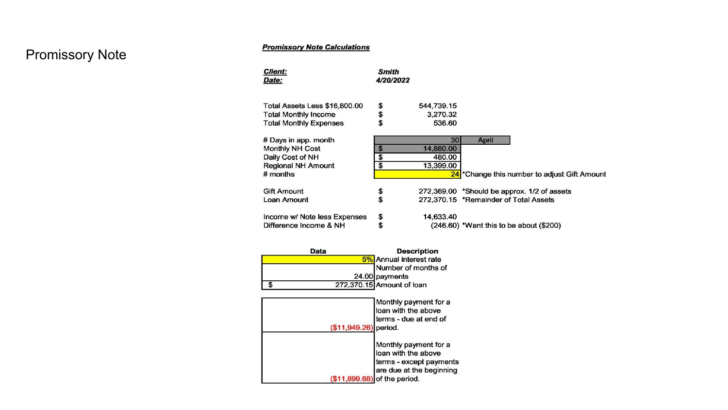# Promissory Note

***Promissory Note Calculations***

| | |
|---|---|
| ***Client:*** | ***Smith*** |
| ***Date:*** | ***4/20/2022*** |

| | | | |
|---|---|---|---|
| Total Assets Less $16,800.00 | $ | 544,739.15 | |
| Total Monthly Income | $ | 3,270.32 | |
| Total Monthly Expenses | $ | 536.60 | |
| # Days in app. month | | 30 | April |
| Monthly NH Cost | $ | 14,880.00 | |
| Daily Cost of NH | $ | 480.00 | |
| Regional NH Amount | $ | 13,399.00 | |
| # months | | 24 | *Change this number to adjust Gift Amount |
| Gift Amount | $ | 272,369.00 | *Should be approx. 1/2 of assets |
| Loan Amount | $ | 272,370.15 | *Remainder of Total Assets |
| Income w/ Note less Expenses | $ | 14,633.40 | |
| Difference Income & NH | $ | (246.60) | *Want this to be about ($200) |

| Data | Description |
|---|---|
| 5% | Annual interest rate |
| 24.00 | Number of months of payments |
| $ 272,370.15 | Amount of loan |
| ($11,949.26) | Monthly payment for a loan with the above terms - due at end of period. |
| ($11,899.68) | Monthly payment for a loan with the above terms - except payments are due at the beginning of the period. |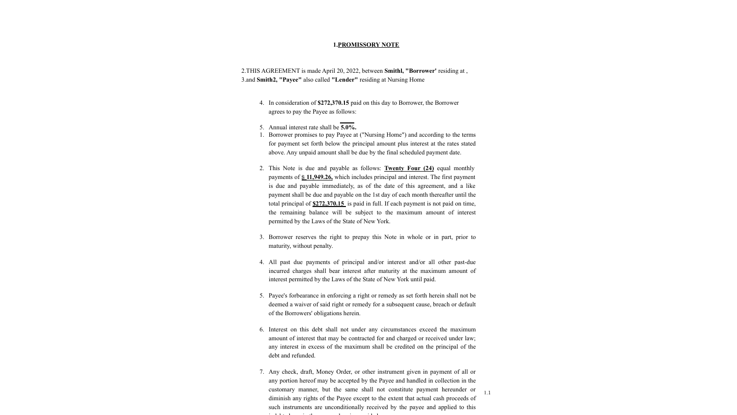1.**PROMISSORY NOTE**

2.THIS AGREEMENT is made April 20, 2022, between **Smithl, "Borrower'** residing at ,
3.and **Smith2, "Payee"** also called **"Lender"** residing at Nursing Home

4. In consideration of **$272,370.15** paid on this day to Borrower, the Borrower agrees to pay the Payee as follows:

5. Annual interest rate shall be **5.0%.**

1. Borrower promises to pay Payee at ("Nursing Home") and according to the terms for payment set forth below the principal amount plus interest at the rates stated above. Any unpaid amount shall be due by the final scheduled payment date.

2. This Note is due and payable as follows: **Twenty Four (24)** equal monthly payments of **$ 11,949.26,** which includes principal and interest. The first payment is due and payable immediately, as of the date of this agreement, and a like payment shall be due and payable on the 1st day of each month thereafter until the total principal of **$272,370.15** is paid in full. If each payment is not paid on time, the remaining balance will be subject to the maximum amount of interest permitted by the Laws of the State of New York.

3. Borrower reserves the right to prepay this Note in whole or in part, prior to maturity, without penalty.

4. All past due payments of principal and/or interest and/or all other past-due incurred charges shall bear interest after maturity at the maximum amount of interest permitted by the Laws of the State of New York until paid.

5. Payee's forbearance in enforcing a right or remedy as set forth herein shall not be deemed a waiver of said right or remedy for a subsequent cause, breach or default of the Borrowers' obligations herein.

6. Interest on this debt shall not under any circumstances exceed the maximum amount of interest that may be contracted for and charged or received under law; any interest in excess of the maximum shall be credited on the principal of the debt and refunded.

7. Any check, draft, Money Order, or other instrument given in payment of all or any portion hereof may be accepted by the Payee and handled in collection in the customary manner, but the same shall not constitute payment hereunder or diminish any rights of the Payee except to the extent that actual cash proceeds of such instruments are unconditionally received by the payee and applied to this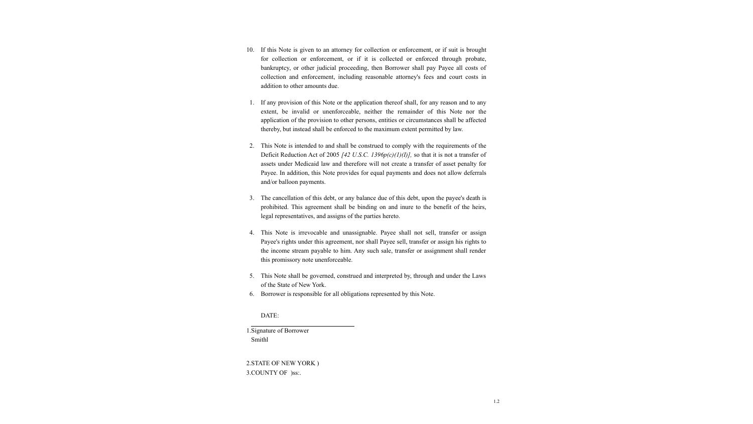10. If this Note is given to an attorney for collection or enforcement, or if suit is brought for collection or enforcement, or if it is collected or enforced through probate, bankruptcy, or other judicial proceeding, then Borrower shall pay Payee all costs of collection and enforcement, including reasonable attorney's fees and court costs in addition to other amounts due.

1. If any provision of this Note or the application thereof shall, for any reason and to any extent, be invalid or unenforceable, neither the remainder of this Note nor the application of the provision to other persons, entities or circumstances shall be affected thereby, but instead shall be enforced to the maximum extent permitted by law.

2. This Note is intended to and shall be construed to comply with the requirements of the Deficit Reduction Act of 2005 *[42 U.S.C. 1396p(c)(1)(I)],* so that it is not a transfer of assets under Medicaid law and therefore will not create a transfer of asset penalty for Payee. In addition, this Note provides for equal payments and does not allow deferrals and/or balloon payments.

3. The cancellation of this debt, or any balance due of this debt, upon the payee's death is prohibited. This agreement shall be binding on and inure to the benefit of the heirs, legal representatives, and assigns of the parties hereto.

4. This Note is irrevocable and unassignable. Payee shall not sell, transfer or assign Payee's rights under this agreement, nor shall Payee sell, transfer or assign his rights to the income stream payable to him. Any such sale, transfer or assignment shall render this promissory note unenforceable.

5. This Note shall be governed, construed and interpreted by, through and under the Laws of the State of New York.
6. Borrower is responsible for all obligations represented by this Note.

DATE:

______________________________

1.Signature of Borrower
Smithl

2.STATE OF NEW YORK )
3.COUNTY OF )ss:.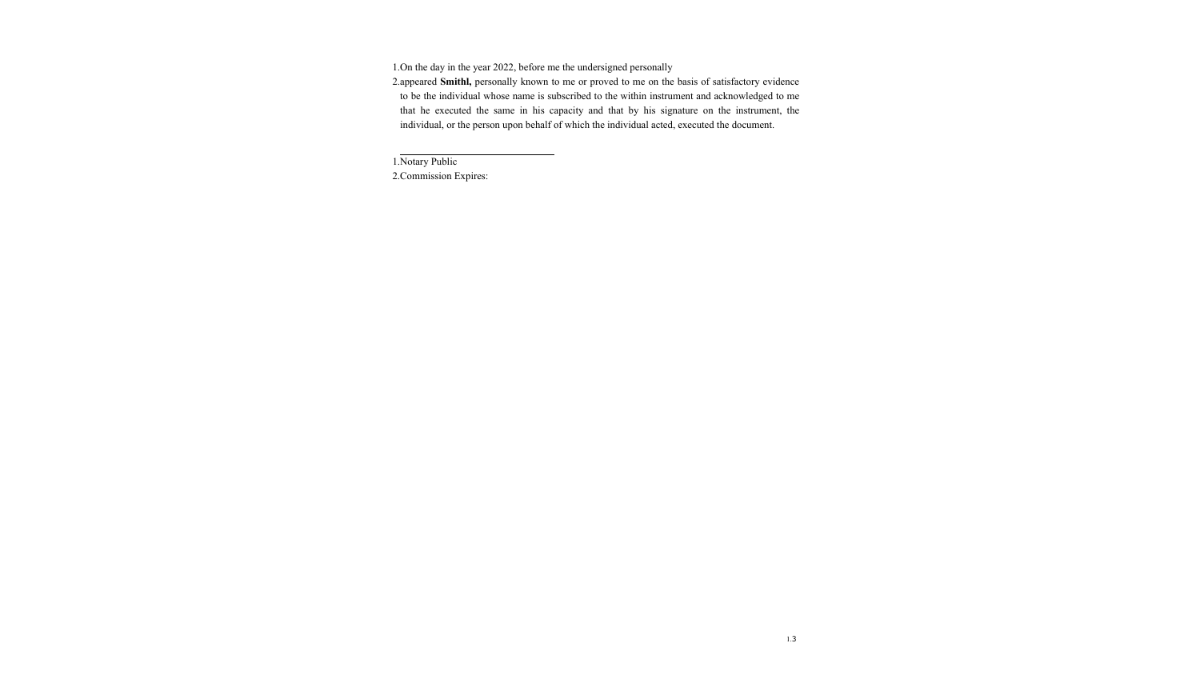1. On the day in the year 2022, before me the undersigned personally
2. appeared **Smithl,** personally known to me or proved to me on the basis of satisfactory evidence to be the individual whose name is subscribed to the within instrument and acknowledged to me that he executed the same in his capacity and that by his signature on the instrument, the individual, or the person upon behalf of which the individual acted, executed the document.

\_\_\_\_\_\_\_\_\_\_\_\_\_\_\_\_\_\_\_\_\_\_\_\_\_\_\_\_

1. Notary Public
2. Commission Expires: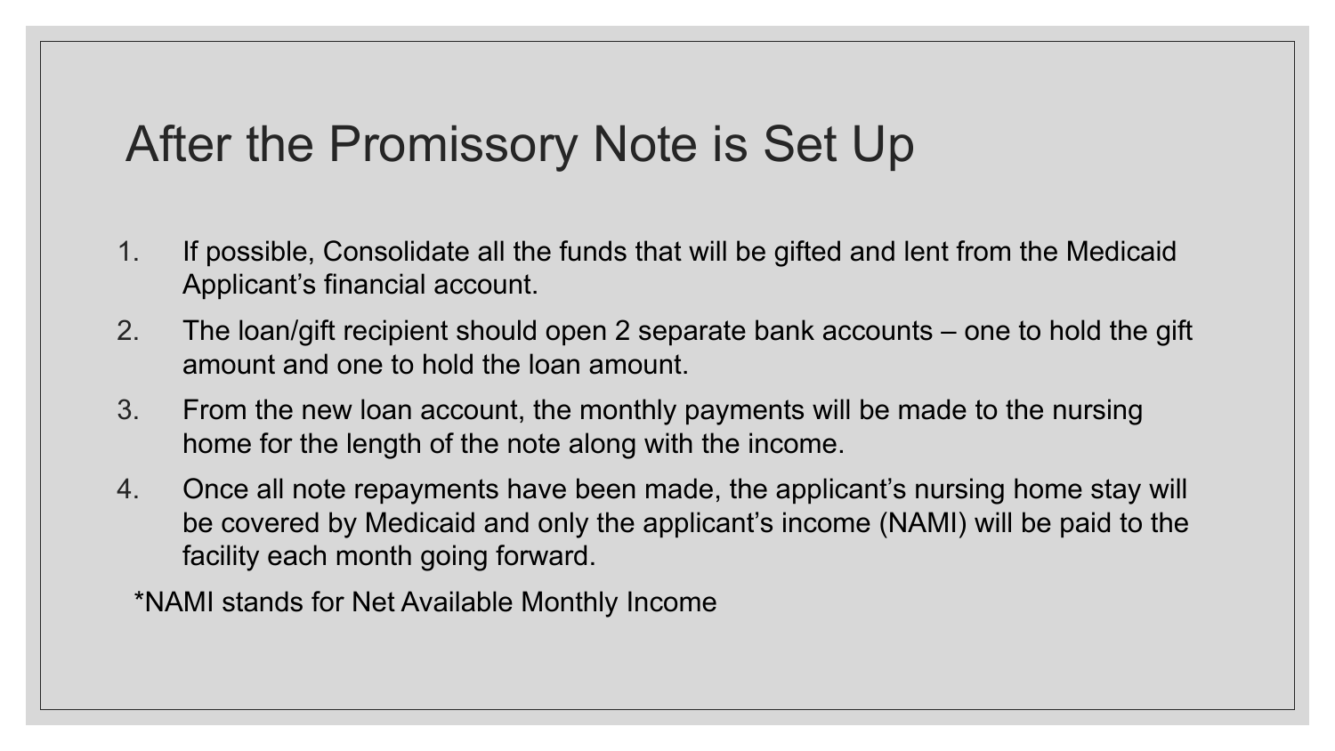# After the Promissory Note is Set Up

1. If possible, Consolidate all the funds that will be gifted and lent from the Medicaid Applicant's financial account.
2. The loan/gift recipient should open 2 separate bank accounts – one to hold the gift amount and one to hold the loan amount.
3. From the new loan account, the monthly payments will be made to the nursing home for the length of the note along with the income.
4. Once all note repayments have been made, the applicant's nursing home stay will be covered by Medicaid and only the applicant's income (NAMI) will be paid to the facility each month going forward.

*NAMI stands for Net Available Monthly Income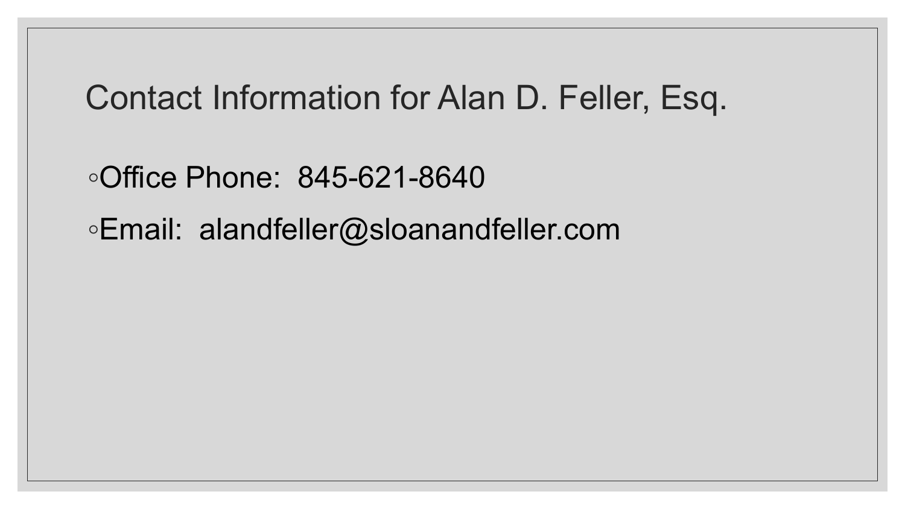# Contact Information for Alan D. Feller, Esq.

- Office Phone: 845-621-8640
- Email: alandfeller@sloanandfeller.com